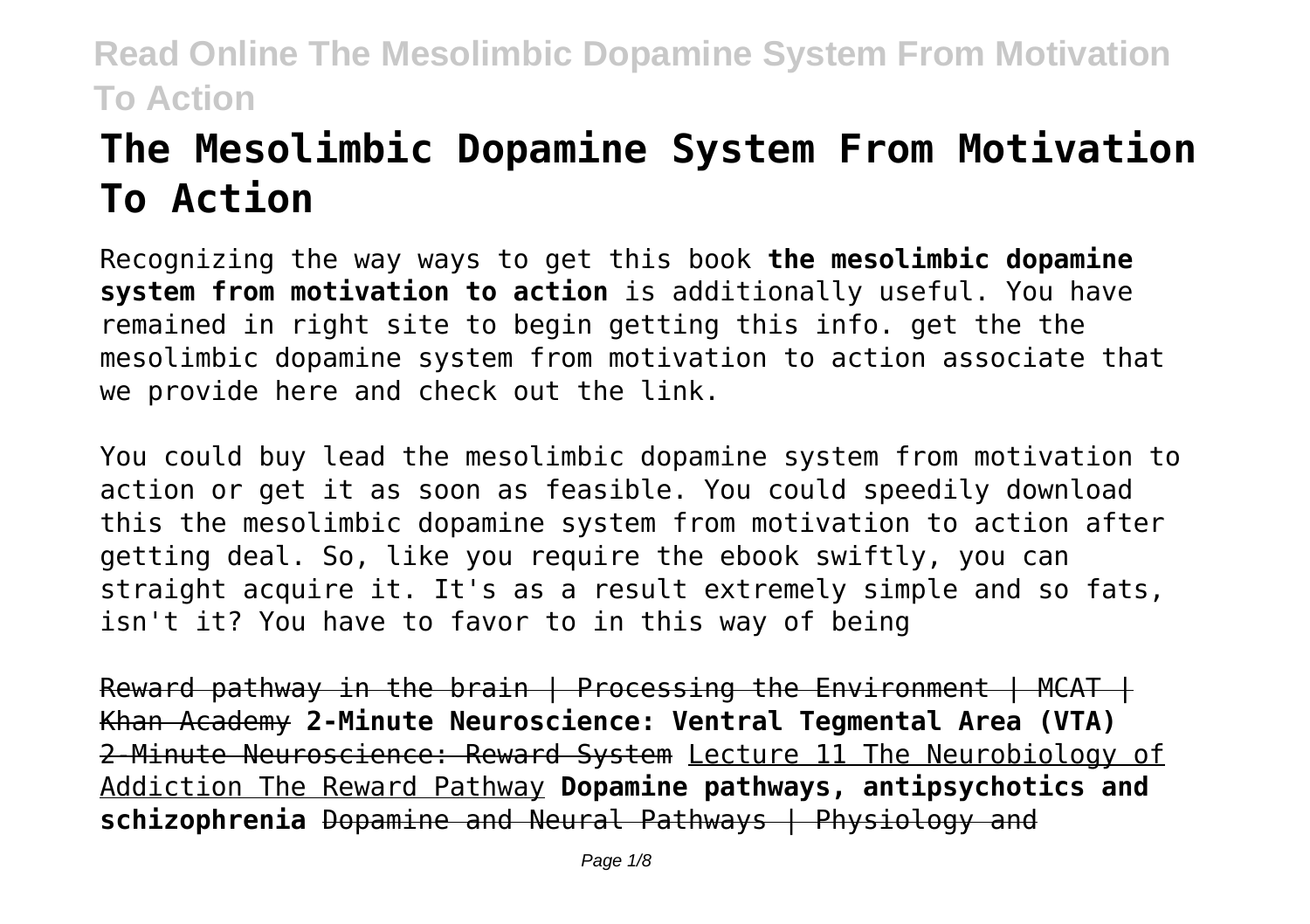# The Mesolimbic Dopamine System From Motivation To Action

Recognizing the way ways to get this book **the mesolimbic dopamine system from motivation to action** is additionally useful. You have remained in right site to begin getting this info. get the the mesolimbic dopamine system from motivation to action associate that we provide here and check out the link.

You could buy lead the mesolimbic dopamine system from motivation to action or get it as soon as feasible. You could speedily download this the mesolimbic dopamine system from motivation to action after getting deal. So, like you require the ebook swiftly, you can straight acquire it. It's as a result extremely simple and so fats, isn't it? You have to favor to in this way of being

~~Reward pathway in the brain | Processing the Environment | MCAT | Khan Academy~~ **2-Minute Neuroscience: Ventral Tegmental Area (VTA)** ~~2-Minute Neuroscience: Reward System~~ Lecture 11 The Neurobiology of Addiction The Reward Pathway **Dopamine pathways, antipsychotics and schizophrenia** ~~Dopamine and Neural Pathways | Physiology and~~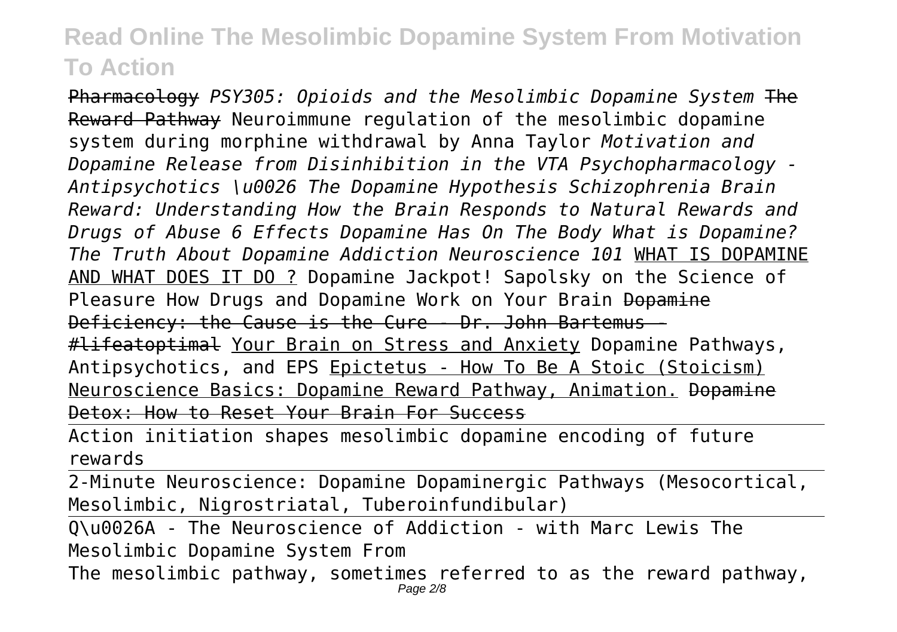~~Pharmacology~~ *PSY305: Opioids and the Mesolimbic Dopamine System* ~~The Reward Pathway~~ Neuroimmune regulation of the mesolimbic dopamine system during morphine withdrawal by Anna Taylor *Motivation and Dopamine Release from Disinhibition in the VTA Psychopharmacology - Antipsychotics \u0026 The Dopamine Hypothesis Schizophrenia Brain Reward: Understanding How the Brain Responds to Natural Rewards and Drugs of Abuse 6 Effects Dopamine Has On The Body What is Dopamine? The Truth About Dopamine Addiction Neuroscience 101* WHAT IS DOPAMINE AND WHAT DOES IT DO ? Dopamine Jackpot! Sapolsky on the Science of Pleasure How Drugs and Dopamine Work on Your Brain ~~Dopamine Deficiency: the Cause is the Cure - Dr. John Bartemus - #lifeatoptimal~~ Your Brain on Stress and Anxiety Dopamine Pathways, Antipsychotics, and EPS Epictetus - How To Be A Stoic (Stoicism) Neuroscience Basics: Dopamine Reward Pathway, Animation. ~~Dopamine Detox: How to Reset Your Brain For Success~~

Action initiation shapes mesolimbic dopamine encoding of future rewards

2-Minute Neuroscience: Dopamine Dopaminergic Pathways (Mesocortical, Mesolimbic, Nigrostriatal, Tuberoinfundibular)

Q\u0026A - The Neuroscience of Addiction - with Marc Lewis The Mesolimbic Dopamine System From

The mesolimbic pathway, sometimes referred to as the reward pathway,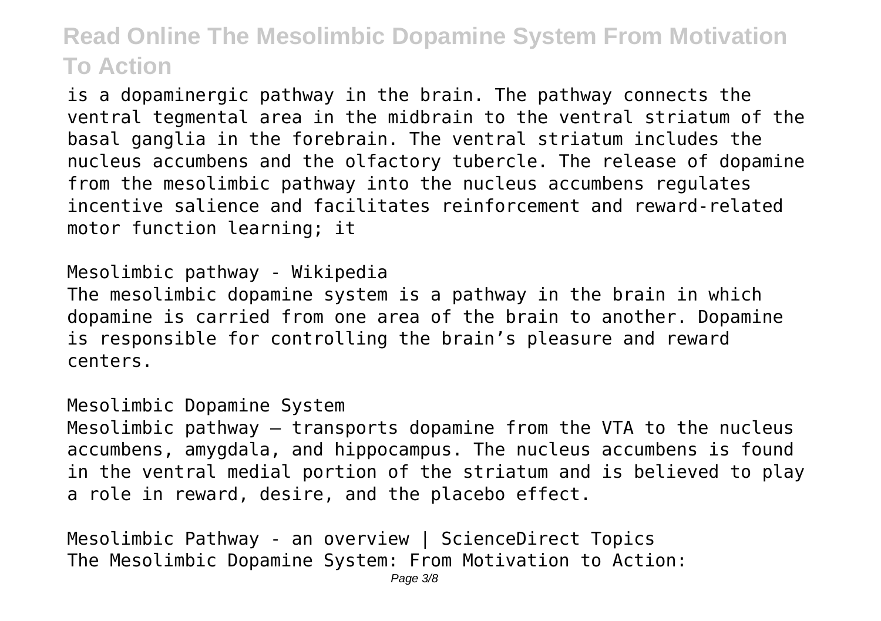is a dopaminergic pathway in the brain. The pathway connects the ventral tegmental area in the midbrain to the ventral striatum of the basal ganglia in the forebrain. The ventral striatum includes the nucleus accumbens and the olfactory tubercle. The release of dopamine from the mesolimbic pathway into the nucleus accumbens regulates incentive salience and facilitates reinforcement and reward-related motor function learning; it

Mesolimbic pathway - Wikipedia

The mesolimbic dopamine system is a pathway in the brain in which dopamine is carried from one area of the brain to another. Dopamine is responsible for controlling the brain's pleasure and reward centers.

Mesolimbic Dopamine System

Mesolimbic pathway – transports dopamine from the VTA to the nucleus accumbens, amygdala, and hippocampus. The nucleus accumbens is found in the ventral medial portion of the striatum and is believed to play a role in reward, desire, and the placebo effect.

Mesolimbic Pathway - an overview | ScienceDirect Topics

The Mesolimbic Dopamine System: From Motivation to Action: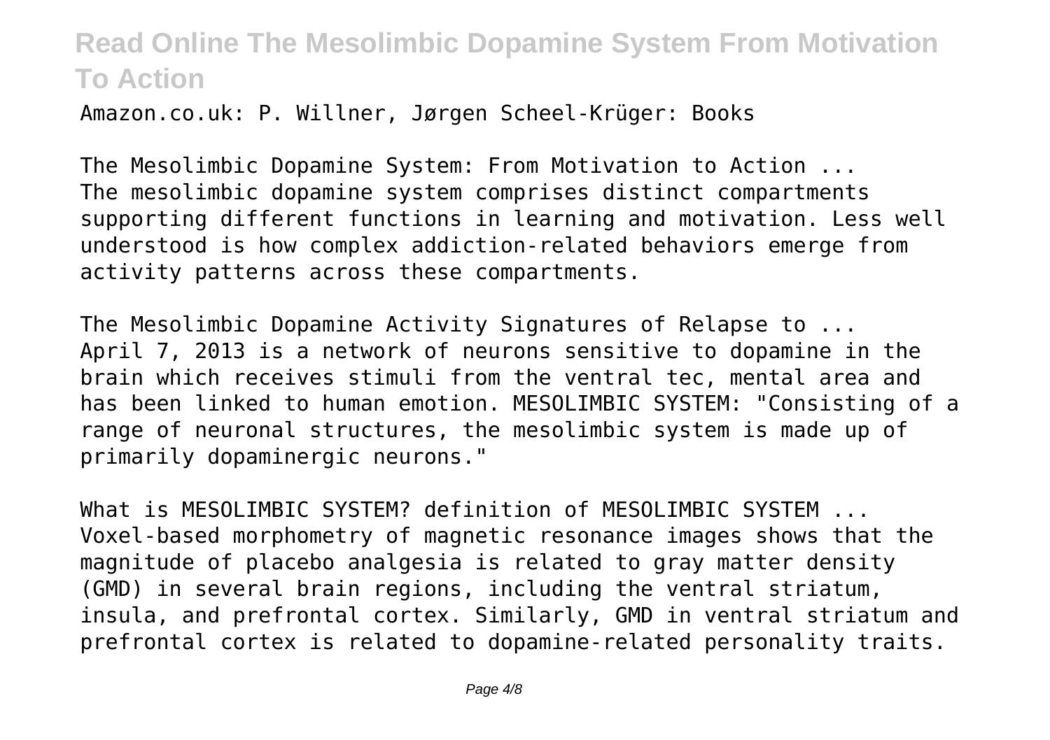Amazon.co.uk: P. Willner, Jørgen Scheel-Krüger: Books

The Mesolimbic Dopamine System: From Motivation to Action ...
The mesolimbic dopamine system comprises distinct compartments supporting different functions in learning and motivation. Less well understood is how complex addiction-related behaviors emerge from activity patterns across these compartments.

The Mesolimbic Dopamine Activity Signatures of Relapse to ...
April 7, 2013 is a network of neurons sensitive to dopamine in the brain which receives stimuli from the ventral tec, mental area and has been linked to human emotion. MESOLIMBIC SYSTEM: "Consisting of a range of neuronal structures, the mesolimbic system is made up of primarily dopaminergic neurons."

What is MESOLIMBIC SYSTEM? definition of MESOLIMBIC SYSTEM ...
Voxel-based morphometry of magnetic resonance images shows that the magnitude of placebo analgesia is related to gray matter density (GMD) in several brain regions, including the ventral striatum, insula, and prefrontal cortex. Similarly, GMD in ventral striatum and prefrontal cortex is related to dopamine-related personality traits.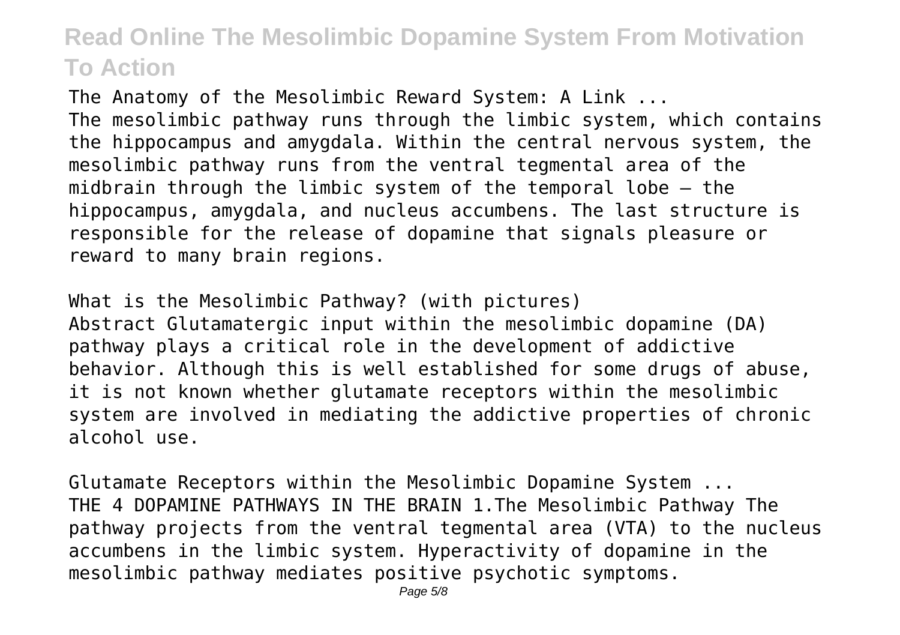The Anatomy of the Mesolimbic Reward System: A Link ...
The mesolimbic pathway runs through the limbic system, which contains the hippocampus and amygdala. Within the central nervous system, the mesolimbic pathway runs from the ventral tegmental area of the midbrain through the limbic system of the temporal lobe — the hippocampus, amygdala, and nucleus accumbens. The last structure is responsible for the release of dopamine that signals pleasure or reward to many brain regions.

What is the Mesolimbic Pathway? (with pictures)
Abstract Glutamatergic input within the mesolimbic dopamine (DA) pathway plays a critical role in the development of addictive behavior. Although this is well established for some drugs of abuse, it is not known whether glutamate receptors within the mesolimbic system are involved in mediating the addictive properties of chronic alcohol use.

Glutamate Receptors within the Mesolimbic Dopamine System ...
THE 4 DOPAMINE PATHWAYS IN THE BRAIN 1.The Mesolimbic Pathway The pathway projects from the ventral tegmental area (VTA) to the nucleus accumbens in the limbic system. Hyperactivity of dopamine in the mesolimbic pathway mediates positive psychotic symptoms.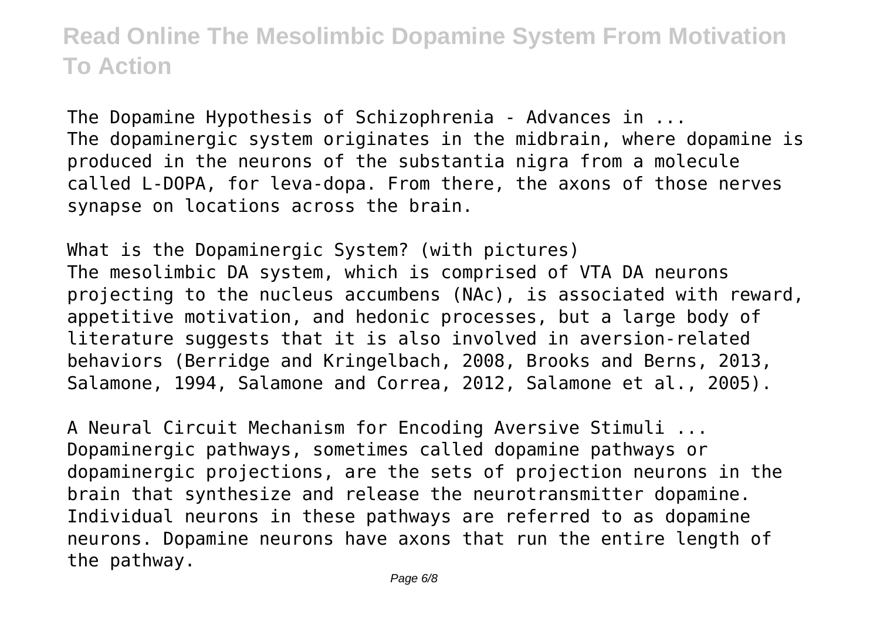The Dopamine Hypothesis of Schizophrenia - Advances in ...
The dopaminergic system originates in the midbrain, where dopamine is produced in the neurons of the substantia nigra from a molecule called L-DOPA, for leva-dopa. From there, the axons of those nerves synapse on locations across the brain.

What is the Dopaminergic System? (with pictures)
The mesolimbic DA system, which is comprised of VTA DA neurons projecting to the nucleus accumbens (NAc), is associated with reward, appetitive motivation, and hedonic processes, but a large body of literature suggests that it is also involved in aversion-related behaviors (Berridge and Kringelbach, 2008, Brooks and Berns, 2013, Salamone, 1994, Salamone and Correa, 2012, Salamone et al., 2005).

A Neural Circuit Mechanism for Encoding Aversive Stimuli ...
Dopaminergic pathways, sometimes called dopamine pathways or dopaminergic projections, are the sets of projection neurons in the brain that synthesize and release the neurotransmitter dopamine. Individual neurons in these pathways are referred to as dopamine neurons. Dopamine neurons have axons that run the entire length of the pathway.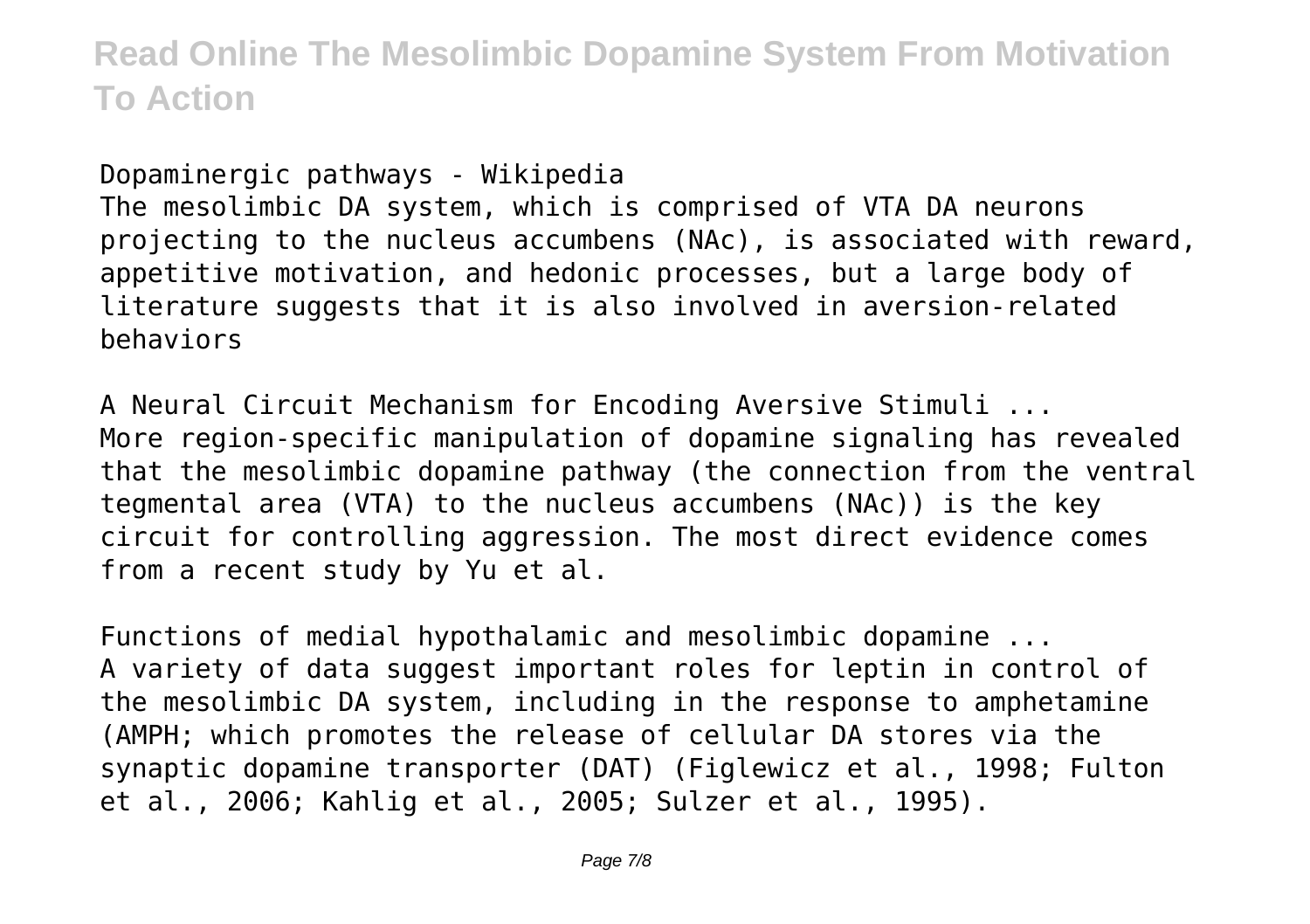Dopaminergic pathways - Wikipedia

The mesolimbic DA system, which is comprised of VTA DA neurons projecting to the nucleus accumbens (NAc), is associated with reward, appetitive motivation, and hedonic processes, but a large body of literature suggests that it is also involved in aversion-related behaviors

A Neural Circuit Mechanism for Encoding Aversive Stimuli ...

More region-specific manipulation of dopamine signaling has revealed that the mesolimbic dopamine pathway (the connection from the ventral tegmental area (VTA) to the nucleus accumbens (NAc)) is the key circuit for controlling aggression. The most direct evidence comes from a recent study by Yu et al.

Functions of medial hypothalamic and mesolimbic dopamine ...

A variety of data suggest important roles for leptin in control of the mesolimbic DA system, including in the response to amphetamine (AMPH; which promotes the release of cellular DA stores via the synaptic dopamine transporter (DAT) (Figlewicz et al., 1998; Fulton et al., 2006; Kahlig et al., 2005; Sulzer et al., 1995).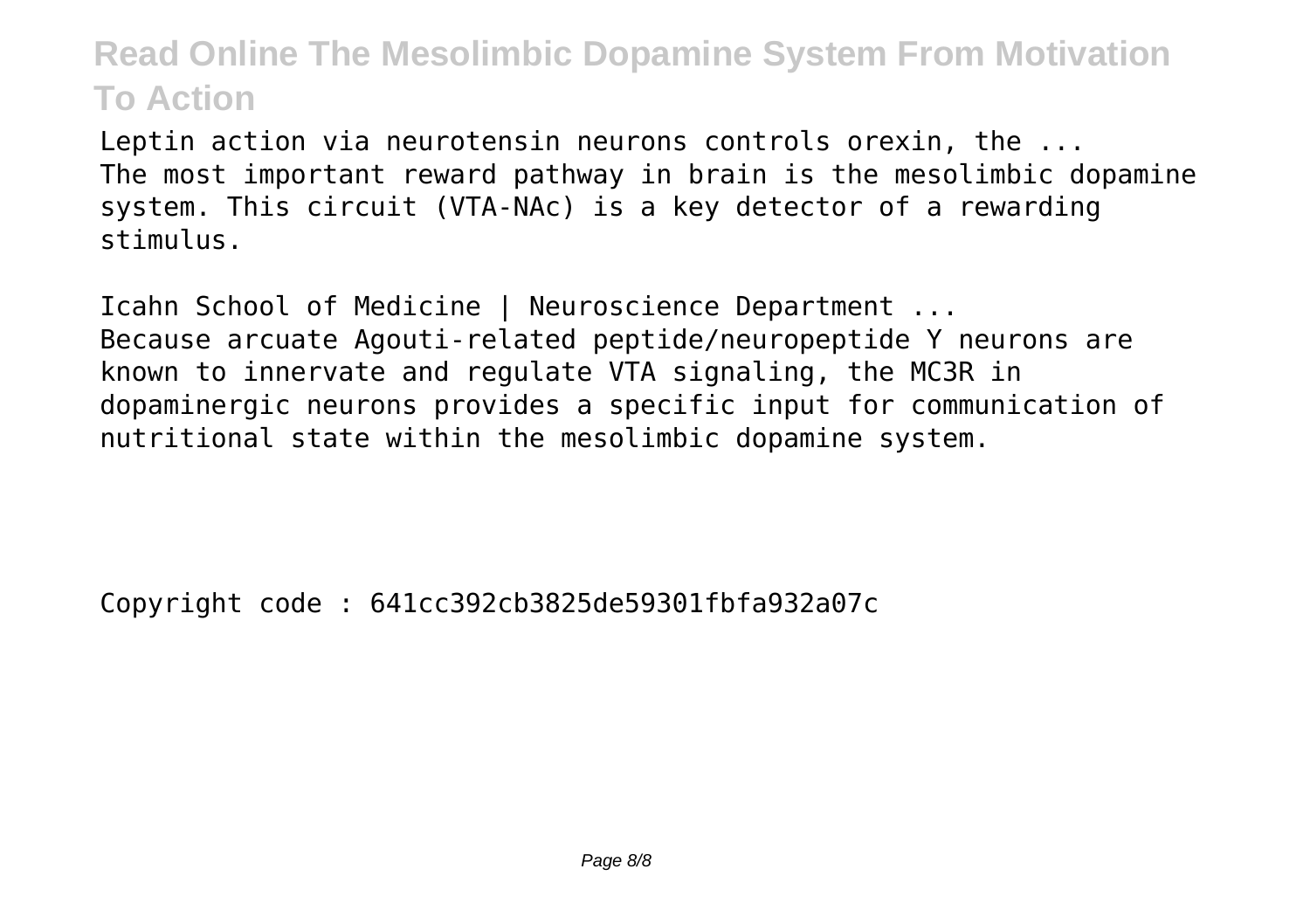Leptin action via neurotensin neurons controls orexin, the ...
The most important reward pathway in brain is the mesolimbic dopamine system. This circuit (VTA-NAc) is a key detector of a rewarding stimulus.

Icahn School of Medicine | Neuroscience Department ...
Because arcuate Agouti-related peptide/neuropeptide Y neurons are known to innervate and regulate VTA signaling, the MC3R in dopaminergic neurons provides a specific input for communication of nutritional state within the mesolimbic dopamine system.

Copyright code : 641cc392cb3825de59301fbfa932a07c